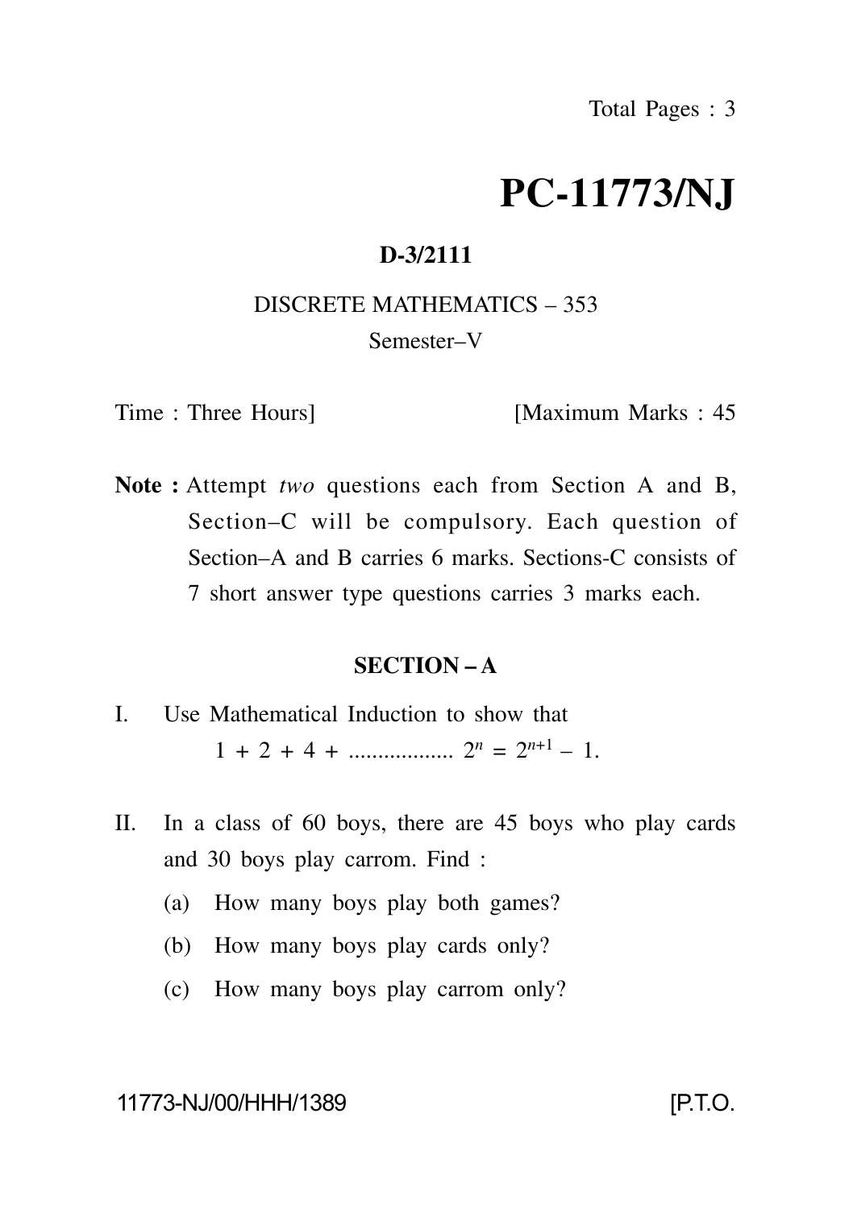Total Pages : 3

# PC-11773/NJ

**D-3/2111**

DISCRETE MATHEMATICS – 353

Semester–V

Time : Three Hours] [Maximum Marks : 45

**Note :** Attempt *two* questions each from Section A and B, Section–C will be compulsory. Each question of Section–A and B carries 6 marks. Sections-C consists of 7 short answer type questions carries 3 marks each.

## SECTION – A

I. Use Mathematical Induction to show that

$$1 + 2 + 4 + \ldots\ldots\ldots\ldots\ldots\ldots 2^n = 2^{n+1} - 1.$$

II. In a class of 60 boys, there are 45 boys who play cards and 30 boys play carrom. Find :

(a) How many boys play both games?

(b) How many boys play cards only?

(c) How many boys play carrom only?

11773-NJ/00/HHH/1389 [P.T.O.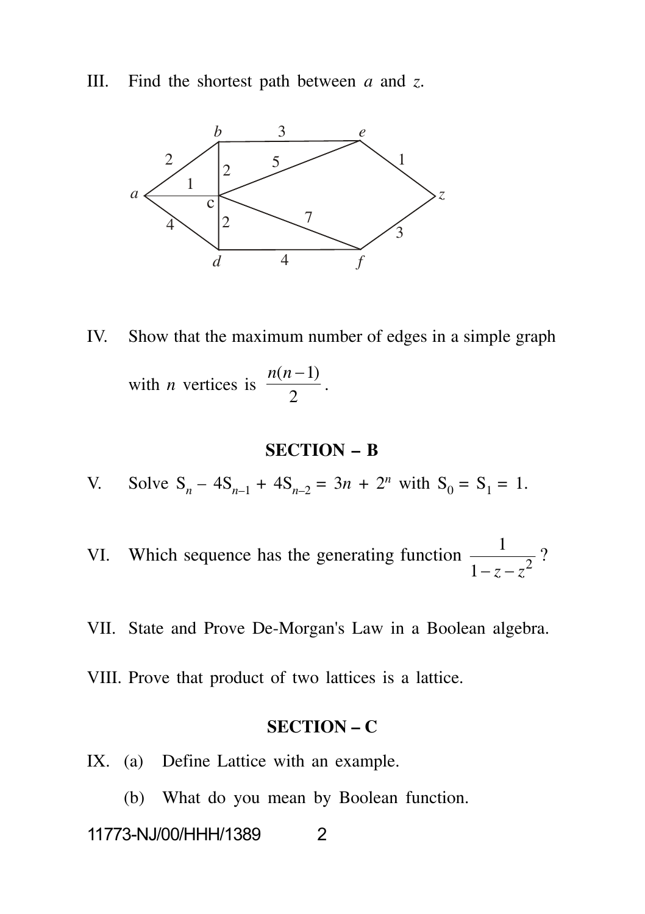III. Find the shortest path between $a$ and $z$.

IV. Show that the maximum number of edges in a simple graph with $n$ vertices is $\frac{n(n-1)}{2}$.

## SECTION – B

V. Solve $S_n - 4S_{n-1} + 4S_{n-2} = 3n + 2^n$ with $S_0 = S_1 = 1$.

VI. Which sequence has the generating function $\frac{1}{1-z-z^2}$ ?

VII. State and Prove De-Morgan's Law in a Boolean algebra.

VIII. Prove that product of two lattices is a lattice.

## SECTION – C

IX. (a) Define Lattice with an example.

(b) What do you mean by Boolean function.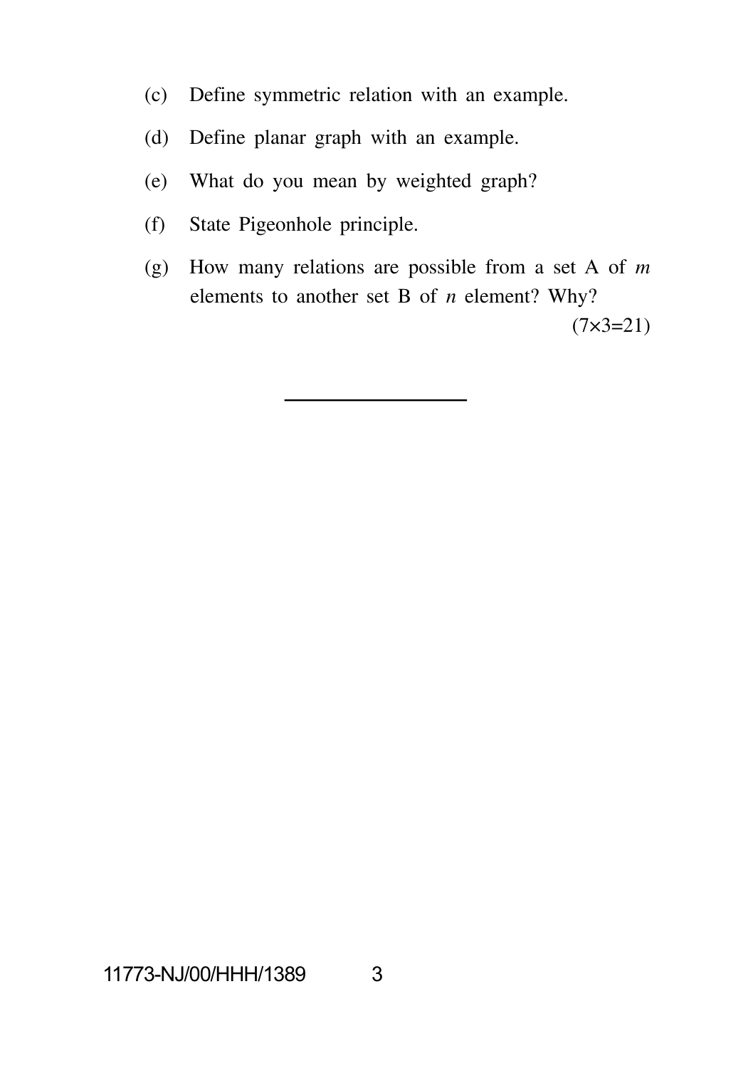(c) Define symmetric relation with an example.

(d) Define planar graph with an example.

(e) What do you mean by weighted graph?

(f) State Pigeonhole principle.

(g) How many relations are possible from a set A of $m$ elements to another set B of $n$ element? Why?

(7×3=21)

11773-NJ/00/HHH/1389